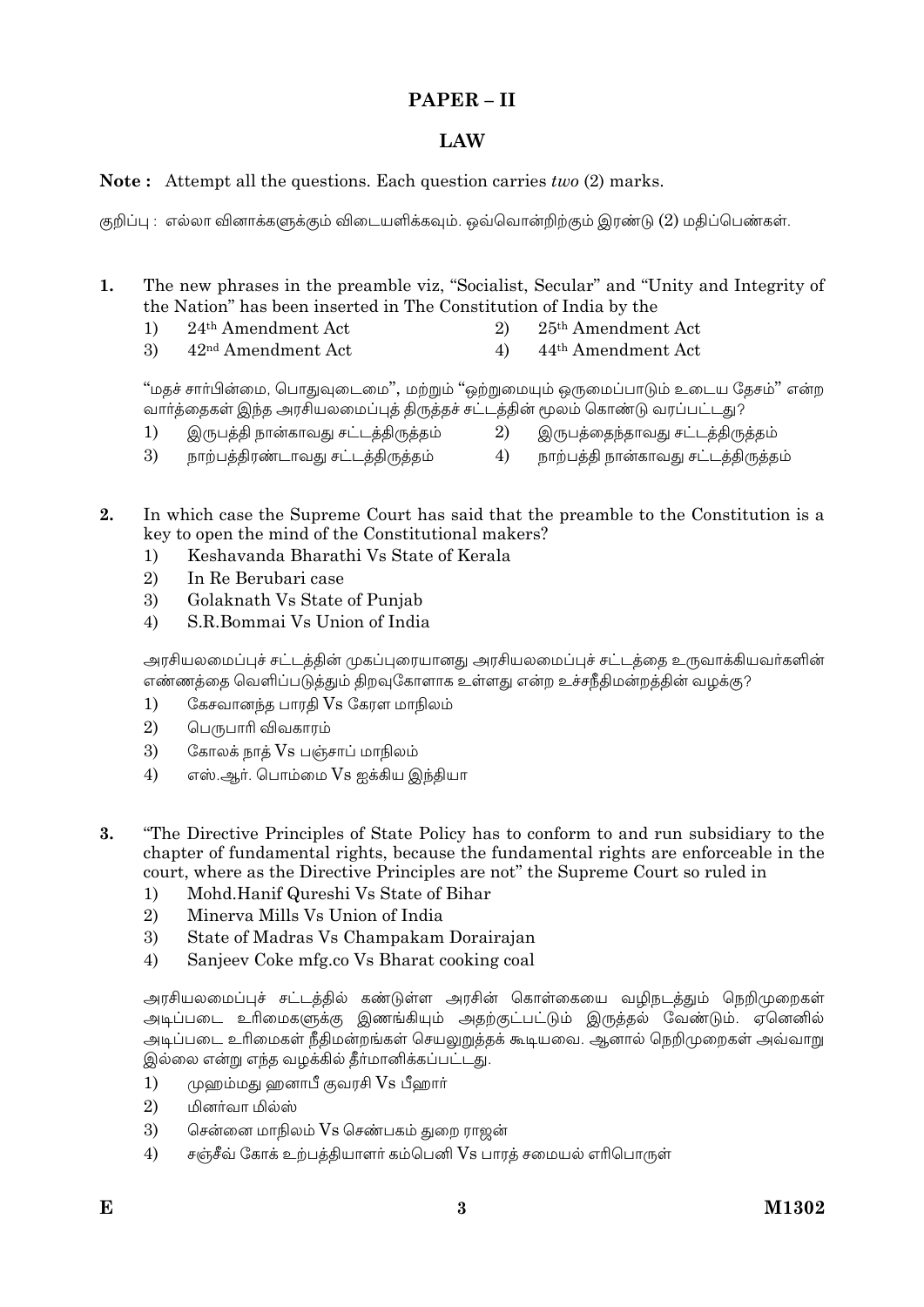# PAPER – II

## LAW

**Note :** Attempt all the questions. Each question carries *two* (2) marks.

குறிப்பு : எல்லா வினாக்களுக்கும் விடையளிக்கவும். ஒவ்வொன்றிற்கும் இரண்டு (2) மதிப்பெண்கள்.

**1.** The new phrases in the preamble viz, "Socialist, Secular" and "Unity and Integrity of the Nation" has been inserted in The Constitution of India by the

1) 24th Amendment Act
2) 25th Amendment Act
3) 42nd Amendment Act
4) 44th Amendment Act

"மதச் சார்பின்மை, பொதுவுடைமை", மற்றும் "ஒற்றுமையும் ஒருமைப்பாடும் உடைய தேசம்" என்ற வார்த்தைகள் இந்த அரசியலமைப்புத் திருத்தச் சட்டத்தின் மூலம் கொண்டு வரப்பட்டது?

1) இருபத்தி நான்காவது சட்டத்திருத்தம்
2) இருபத்தைந்தாவது சட்டத்திருத்தம்
3) நாற்பத்திரண்டாவது சட்டத்திருத்தம்
4) நாற்பத்தி நான்காவது சட்டத்திருத்தம்

**2.** In which case the Supreme Court has said that the preamble to the Constitution is a key to open the mind of the Constitutional makers?

1) Keshavanda Bharathi Vs State of Kerala
2) In Re Berubari case
3) Golaknath Vs State of Punjab
4) S.R.Bommai Vs Union of India

அரசியலமைப்புச் சட்டத்தின் முகப்புரையானது அரசியலமைப்புச் சட்டத்தை உருவாக்கியவர்களின் எண்ணத்தை வெளிப்படுத்தும் திறவுகோளாக உள்ளது என்ற உச்சநீதிமன்றத்தின் வழக்கு?

1) கேசவானந்த பாரதி Vs கேரள மாநிலம்
2) பெருபாரி விவகாரம்
3) கோலக் நாத் Vs பஞ்சாப் மாநிலம்
4) எஸ்.ஆர். பொம்மை Vs ஐக்கிய இந்தியா

**3.** "The Directive Principles of State Policy has to conform to and run subsidiary to the chapter of fundamental rights, because the fundamental rights are enforceable in the court, where as the Directive Principles are not" the Supreme Court so ruled in

1) Mohd.Hanif Qureshi Vs State of Bihar
2) Minerva Mills Vs Union of India
3) State of Madras Vs Champakam Dorairajan
4) Sanjeev Coke mfg.co Vs Bharat cooking coal

அரசியலமைப்புச் சட்டத்தில் கண்டுள்ள அரசின் கொள்கையை வழிநடத்தும் நெறிமுறைகள் அடிப்படை உரிமைகளுக்கு இணங்கியும் அதற்குட்பட்டும் இருத்தல் வேண்டும். ஏனெனில் அடிப்படை உரிமைகள் நீதிமன்றங்கள் செயலுறுத்தக் கூடியவை. ஆனால் நெறிமுறைகள் அவ்வாறு இல்லை என்று எந்த வழக்கில் தீர்மானிக்கப்பட்டது.

1) முஹம்மது ஹனாபீ குவரசி Vs பீஹார்
2) மினர்வா மில்ஸ்
3) சென்னை மாநிலம் Vs செண்பகம் துறை ராஜன்
4) சஞ்சீவ் கோக் உற்பத்தியாளர் கம்பெனி Vs பாரத் சமையல் எரிபொருள்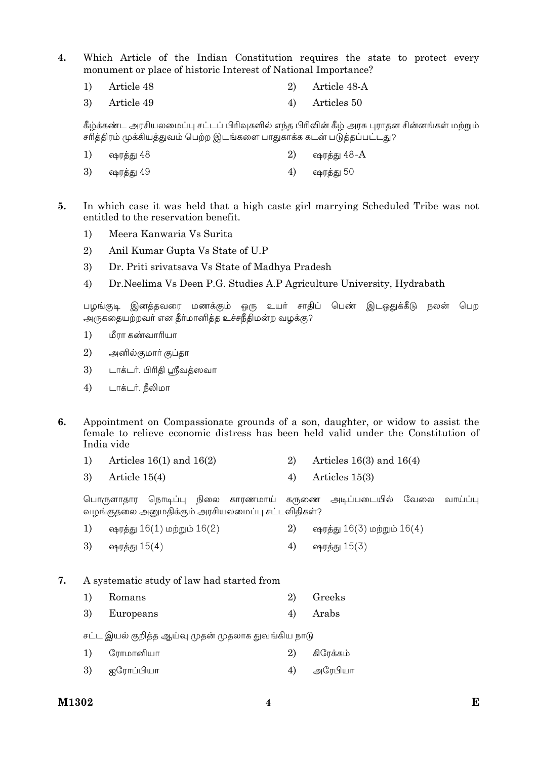4. Which Article of the Indian Constitution requires the state to protect every monument or place of historic Interest of National Importance?

   1) Article 48
   2) Article 48-A
   3) Article 49
   4) Articles 50

   கீழ்க்கண்ட அரசியலமைப்பு சட்டப் பிரிவுகளில் எந்த பிரிவின் கீழ் அரசு புராதன சின்னங்கள் மற்றும் சரித்திரம் முக்கியத்துவம் பெற்ற இடங்களை பாதுகாக்க கடன் படுத்தப்பட்டது?

   1) ஷரத்து 48
   2) ஷரத்து 48-A
   3) ஷரத்து 49
   4) ஷரத்து 50

5. In which case it was held that a high caste girl marrying Scheduled Tribe was not entitled to the reservation benefit.

   1) Meera Kanwaria Vs Surita
   2) Anil Kumar Gupta Vs State of U.P
   3) Dr. Priti srivatsava Vs State of Madhya Pradesh
   4) Dr.Neelima Vs Deen P.G. Studies A.P Agriculture University, Hydrabath

   பழங்குடி இனத்தவரை மணக்கும் ஒரு உயர் சாதிப் பெண் இடஒதுக்கீடு நலன் பெற அருகதையற்றவர் என தீர்மானித்த உச்சநீதிமன்ற வழக்கு?

   1) மீரா கண்வாரியா
   2) அனில்குமார் குப்தா
   3) டாக்டர். பிரிதி ஸ்ரீவத்ஸவா
   4) டாக்டர். நீலிமா

6. Appointment on Compassionate grounds of a son, daughter, or widow to assist the female to relieve economic distress has been held valid under the Constitution of India vide

   1) Articles 16(1) and 16(2)
   2) Articles 16(3) and 16(4)
   3) Article 15(4)
   4) Articles 15(3)

   பொருளாதார நொடிப்பு நிலை காரணமாய் கருணை அடிப்படையில் வேலை வாய்ப்பு வழங்குதலை அனுமதிக்கும் அரசியலமைப்பு சட்டவிதிகள்?

   1) ஷரத்து 16(1) மற்றும் 16(2)
   2) ஷரத்து 16(3) மற்றும் 16(4)
   3) ஷரத்து 15(4)
   4) ஷரத்து 15(3)

7. A systematic study of law had started from

   1) Romans
   2) Greeks
   3) Europeans
   4) Arabs

   சட்ட இயல் குறித்த ஆய்வு முதன் முதலாக துவங்கிய நாடு

   1) ரோமானியா
   2) கிரேக்கம்
   3) ஐரோப்பியா
   4) அரேபியா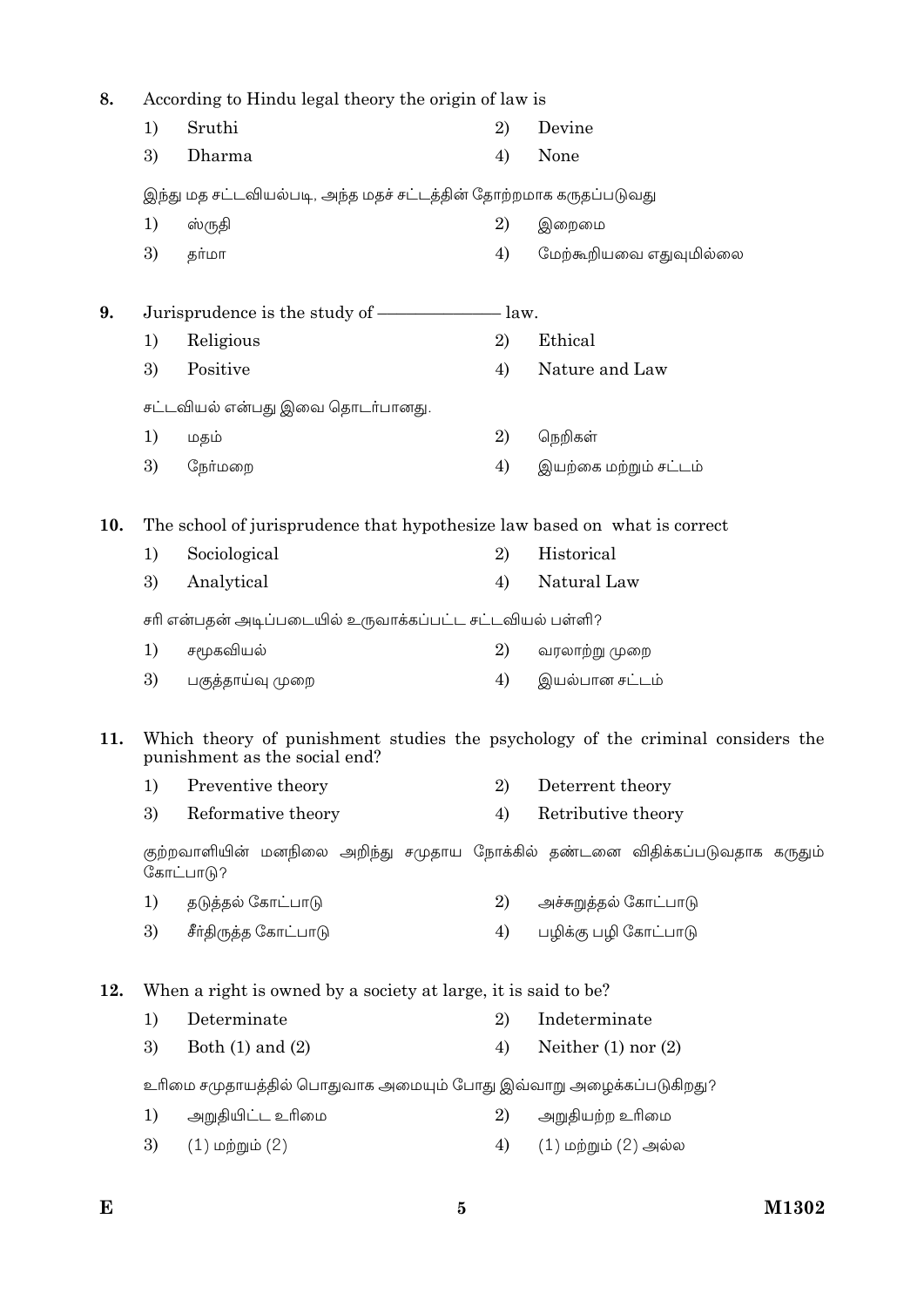8. According to Hindu legal theory the origin of law is

1) Sruthi
2) Devine
3) Dharma
4) None

இந்து மத சட்டவியல்படி, அந்த மதச் சட்டத்தின் தோற்றமாக கருதப்படுவது

1) ஸ்ருதி
2) இறைமை
3) தர்மா
4) மேற்கூறியவை எதுவுமில்லை

9. Jurisprudence is the study of ————— law.

1) Religious
2) Ethical
3) Positive
4) Nature and Law

சட்டவியல் என்பது இவை தொடர்பானது.

1) மதம்
2) நெறிகள்
3) நேர்மறை
4) இயற்கை மற்றும் சட்டம்

10. The school of jurisprudence that hypothesize law based on what is correct

1) Sociological
2) Historical
3) Analytical
4) Natural Law

சரி என்பதன் அடிப்படையில் உருவாக்கப்பட்ட சட்டவியல் பள்ளி?

1) சமூகவியல்
2) வரலாற்று முறை
3) பகுத்தாய்வு முறை
4) இயல்பான சட்டம்

11. Which theory of punishment studies the psychology of the criminal considers the punishment as the social end?

1) Preventive theory
2) Deterrent theory
3) Reformative theory
4) Retributive theory

குற்றவாளியின் மனநிலை அறிந்து சமுதாய நோக்கில் தண்டனை விதிக்கப்படுவதாக கருதும் கோட்பாடு?

1) தடுத்தல் கோட்பாடு
2) அச்சுறுத்தல் கோட்பாடு
3) சீர்திருத்த கோட்பாடு
4) பழிக்கு பழி கோட்பாடு

12. When a right is owned by a society at large, it is said to be?

1) Determinate
2) Indeterminate
3) Both (1) and (2)
4) Neither (1) nor (2)

உரிமை சமுதாயத்தில் பொதுவாக அமையும் போது இவ்வாறு அழைக்கப்படுகிறது?

1) அறுதியிட்ட உரிமை
2) அறுதியற்ற உரிமை
3) (1) மற்றும் (2)
4) (1) மற்றும் (2) அல்ல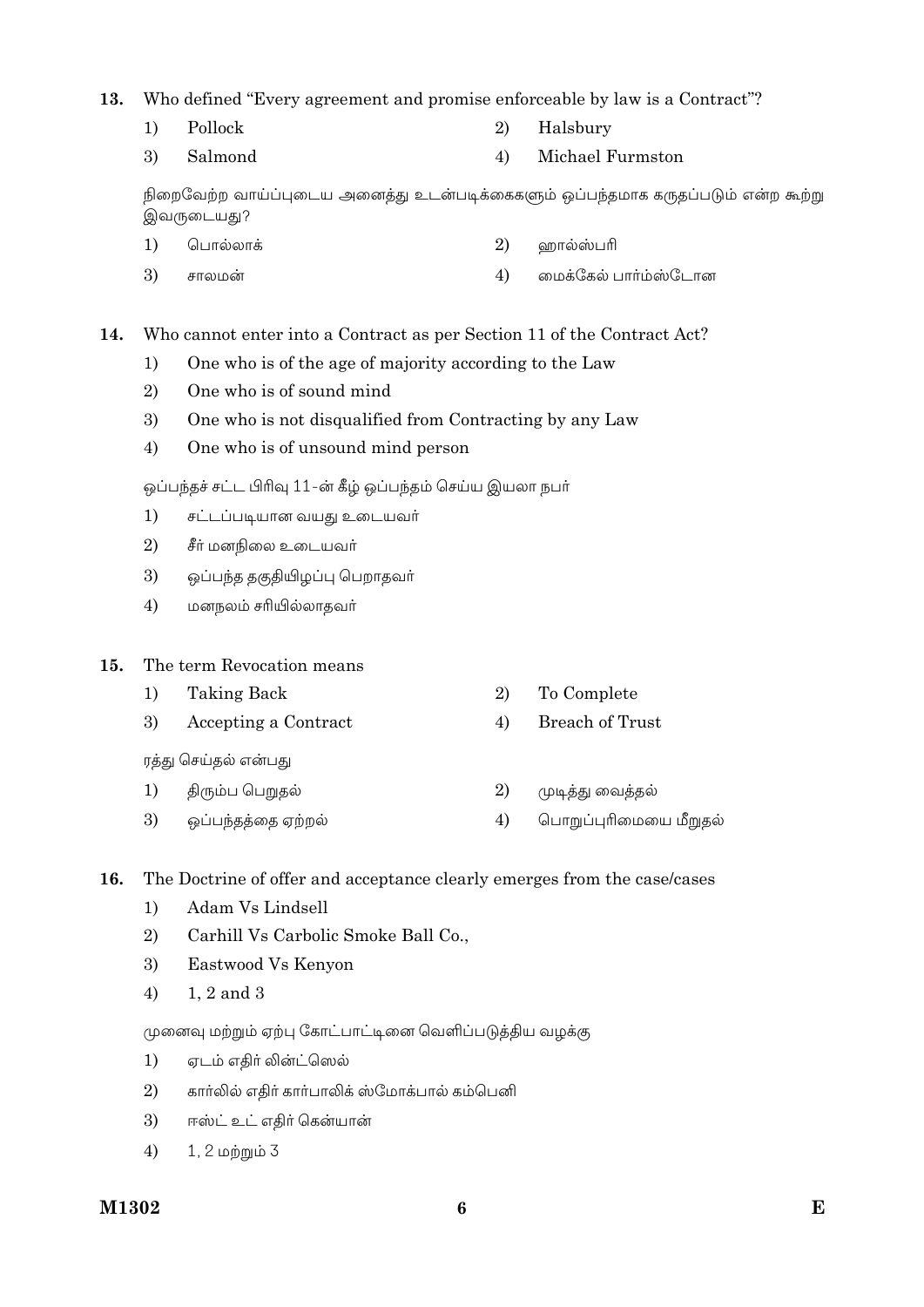**13.** Who defined "Every agreement and promise enforceable by law is a Contract"?

1) Pollock
2) Halsbury
3) Salmond
4) Michael Furmston

நிறைவேற்ற வாய்ப்புடைய அனைத்து உடன்படிக்கைகளும் ஒப்பந்தமாக கருதப்படும் என்ற கூற்று இவருடையது?

1) பொல்லாக்
2) ஹால்ஸ்பரி
3) சாலமன்
4) மைக்கேல் பார்ம்ஸ்டோன

**14.** Who cannot enter into a Contract as per Section 11 of the Contract Act?

1) One who is of the age of majority according to the Law
2) One who is of sound mind
3) One who is not disqualified from Contracting by any Law
4) One who is of unsound mind person

ஒப்பந்தச் சட்ட பிரிவு 11-ன் கீழ் ஒப்பந்தம் செய்ய இயலா நபர்

1) சட்டப்படியான வயது உடையவர்
2) சீர் மனநிலை உடையவர்
3) ஒப்பந்த தகுதியிழப்பு பெறாதவர்
4) மனநலம் சரியில்லாதவர்

**15.** The term Revocation means

1) Taking Back
2) To Complete
3) Accepting a Contract
4) Breach of Trust

ரத்து செய்தல் என்பது

1) திரும்ப பெறுதல்
2) முடித்து வைத்தல்
3) ஒப்பந்தத்தை ஏற்றல்
4) பொறுப்புரிமையை மீறுதல்

**16.** The Doctrine of offer and acceptance clearly emerges from the case/cases

1) Adam Vs Lindsell
2) Carhill Vs Carbolic Smoke Ball Co.,
3) Eastwood Vs Kenyon
4) 1, 2 and 3

முனைவு மற்றும் ஏற்பு கோட்பாட்டினை வெளிப்படுத்திய வழக்கு

1) ஏடம் எதிர் லின்ட்ஸெல்
2) கார்லில் எதிர் கார்பாலிக் ஸ்மோக்பால் கம்பெனி
3) ஈஸ்ட் உட் எதிர் கென்யான்
4) 1, 2 மற்றும் 3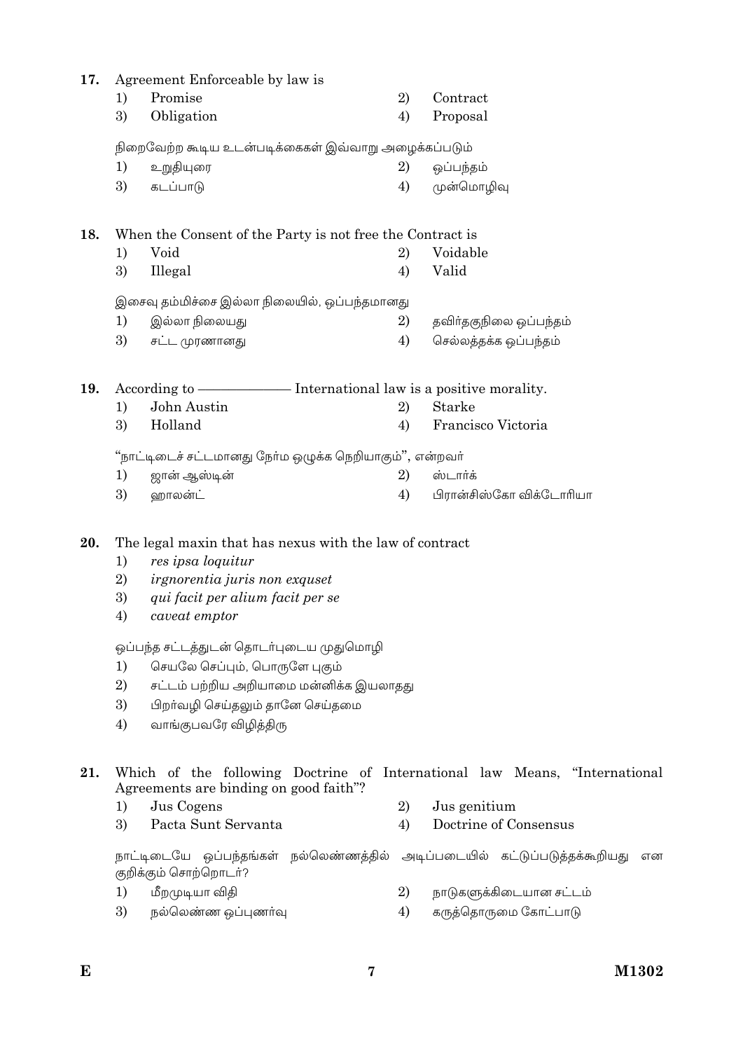17. Agreement Enforceable by law is

1) Promise
2) Contract
3) Obligation
4) Proposal

நிறைவேற்ற கூடிய உடன்படிக்கைகள் இவ்வாறு அழைக்கப்படும்

1) உறுதியுரை
2) ஒப்பந்தம்
3) கடப்பாடு
4) முன்மொழிவு

18. When the Consent of the Party is not free the Contract is

1) Void
2) Voidable
3) Illegal
4) Valid

இசைவு தம்மிச்சை இல்லா நிலையில், ஒப்பந்தமானது

1) இல்லா நிலையது
2) தவிர்தகுநிலை ஒப்பந்தம்
3) சட்ட முரணானது
4) செல்லத்தக்க ஒப்பந்தம்

19. According to ——————— International law is a positive morality.

1) John Austin
2) Starke
3) Holland
4) Francisco Victoria

"நாட்டிடைச் சட்டமானது நேர்ம ஒழுக்க நெறியாகும்", என்றவர்

1) ஜான் ஆஸ்டின்
2) ஸ்டார்க்
3) ஹாலன்ட்
4) பிரான்சிஸ்கோ விக்டோரியா

20. The legal maxin that has nexus with the law of contract

1) *res ipsa loquitur*
2) *irgnorentia juris non exquset*
3) *qui facit per alium facit per se*
4) *caveat emptor*

ஒப்பந்த சட்டத்துடன் தொடர்புடைய முதுமொழி

1) செயலே செப்பும், பொருளே புகும்
2) சட்டம் பற்றிய அறியாமை மன்னிக்க இயலாதது
3) பிறர்வழி செய்தலும் தானே செய்தமை
4) வாங்குபவரே விழித்திரு

21. Which of the following Doctrine of International law Means, "International Agreements are binding on good faith"?

1) Jus Cogens
2) Jus genitium
3) Pacta Sunt Servanta
4) Doctrine of Consensus

நாட்டிடையே ஒப்பந்தங்கள் நல்லெண்ணத்தில் அடிப்படையில் கட்டுப்படுத்தக்கூறியது என குறிக்கும் சொற்றொடர்?

1) மீறமுடியா விதி
2) நாடுகளுக்கிடையான சட்டம்
3) நல்லெண்ண ஒப்புணர்வு
4) கருத்தொருமை கோட்பாடு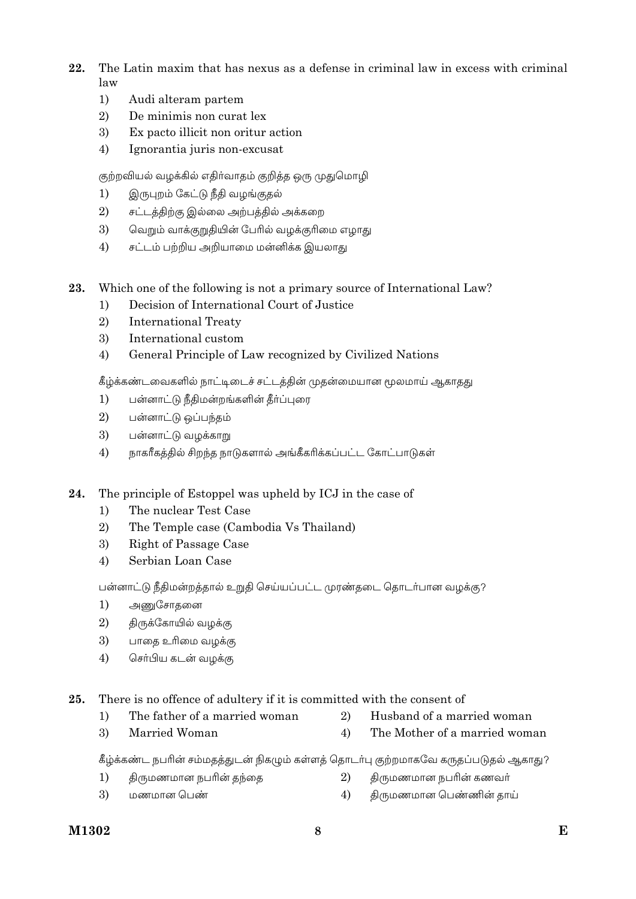22. The Latin maxim that has nexus as a defense in criminal law in excess with criminal law
    1) Audi alteram partem
    2) De minimis non curat lex
    3) Ex pacto illicit non oritur action
    4) Ignorantia juris non-excusat

குற்றவியல் வழக்கில் எதிர்வாதம் குறித்த ஒரு முதுமொழி
    1) இருபுறம் கேட்டு நீதி வழங்குதல்
    2) சட்டத்திற்கு இல்லை அற்பத்தில் அக்கறை
    3) வெறும் வாக்குறுதியின் பேரில் வழக்குரிமை எழாது
    4) சட்டம் பற்றிய அறியாமை மன்னிக்க இயலாது

23. Which one of the following is not a primary source of International Law?
    1) Decision of International Court of Justice
    2) International Treaty
    3) International custom
    4) General Principle of Law recognized by Civilized Nations

கீழ்க்கண்டவைகளில் நாட்டிடைச் சட்டத்தின் முதன்மையான மூலமாய் ஆகாதது
    1) பன்னாட்டு நீதிமன்றங்களின் தீர்ப்புரை
    2) பன்னாட்டு ஒப்பந்தம்
    3) பன்னாட்டு வழக்காறு
    4) நாகரீகத்தில் சிறந்த நாடுகளால் அங்கீகரிக்கப்பட்ட கோட்பாடுகள்

24. The principle of Estoppel was upheld by ICJ in the case of
    1) The nuclear Test Case
    2) The Temple case (Cambodia Vs Thailand)
    3) Right of Passage Case
    4) Serbian Loan Case

பன்னாட்டு நீதிமன்றத்தால் உறுதி செய்யப்பட்ட முரண்தடை தொடர்பான வழக்கு?
    1) அணுசோதனை
    2) திருக்கோயில் வழக்கு
    3) பாதை உரிமை வழக்கு
    4) செர்பிய கடன் வழக்கு

25. There is no offence of adultery if it is committed with the consent of
    1) The father of a married woman
    2) Husband of a married woman
    3) Married Woman
    4) The Mother of a married woman

கீழ்க்கண்ட நபரின் சம்மதத்துடன் நிகழும் கள்ளத் தொடர்பு குற்றமாகவே கருதப்படுதல் ஆகாது?
    1) திருமணமான நபரின் தந்தை
    2) திருமணமான நபரின் கணவர்
    3) மணமான பெண்
    4) திருமணமான பெண்ணின் தாய்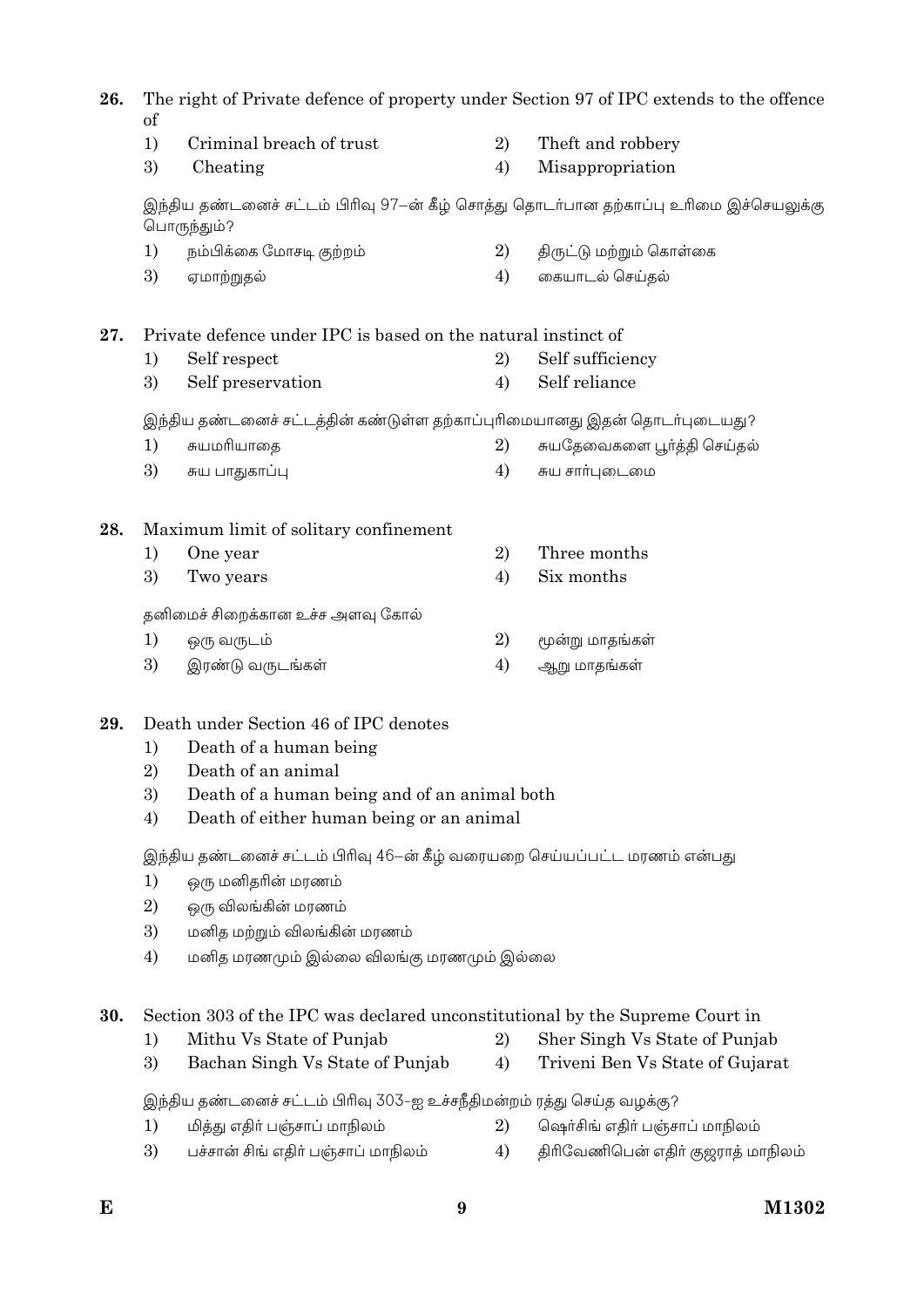**26.** The right of Private defence of property under Section 97 of IPC extends to the offence of

1) Criminal breach of trust
2) Theft and robbery
3) Cheating
4) Misappropriation

இந்திய தண்டனைச் சட்டம் பிரிவு 97–ன் கீழ் சொத்து தொடர்பான தற்காப்பு உரிமை இச்செயலுக்கு பொருந்தும்?

1) நம்பிக்கை மோசடி குற்றம்
2) திருட்டு மற்றும் கொள்கை
3) ஏமாற்றுதல்
4) கையாடல் செய்தல்

**27.** Private defence under IPC is based on the natural instinct of

1) Self respect
2) Self sufficiency
3) Self preservation
4) Self reliance

இந்திய தண்டனைச் சட்டத்தின் கண்டுள்ள தற்காப்புரிமையானது இதன் தொடர்புடையது?

1) சுயமரியாதை
2) சுயதேவைகளை பூர்த்தி செய்தல்
3) சுய பாதுகாப்பு
4) சுய சார்புடைமை

**28.** Maximum limit of solitary confinement

1) One year
2) Three months
3) Two years
4) Six months

தனிமைச் சிறைக்கான உச்ச அளவு கோல்

1) ஒரு வருடம்
2) மூன்று மாதங்கள்
3) இரண்டு வருடங்கள்
4) ஆறு மாதங்கள்

**29.** Death under Section 46 of IPC denotes

1) Death of a human being
2) Death of an animal
3) Death of a human being and of an animal both
4) Death of either human being or an animal

இந்திய தண்டனைச் சட்டம் பிரிவு 46–ன் கீழ் வரையறை செய்யப்பட்ட மரணம் என்பது

1) ஒரு மனிதரின் மரணம்
2) ஒரு விலங்கின் மரணம்
3) மனித மற்றும் விலங்கின் மரணம்
4) மனித மரணமும் இல்லை விலங்கு மரணமும் இல்லை

**30.** Section 303 of the IPC was declared unconstitutional by the Supreme Court in

1) Mithu Vs State of Punjab
2) Sher Singh Vs State of Punjab
3) Bachan Singh Vs State of Punjab
4) Triveni Ben Vs State of Gujarat

இந்திய தண்டனைச் சட்டம் பிரிவு 303-ஐ உச்சநீதிமன்றம் ரத்து செய்த வழக்கு?

1) மித்து எதிர் பஞ்சாப் மாநிலம்
2) ஷெர்சிங் எதிர் பஞ்சாப் மாநிலம்
3) பச்சான் சிங் எதிர் பஞ்சாப் மாநிலம்
4) திரிவேணிபென் எதிர் குஜராத் மாநிலம்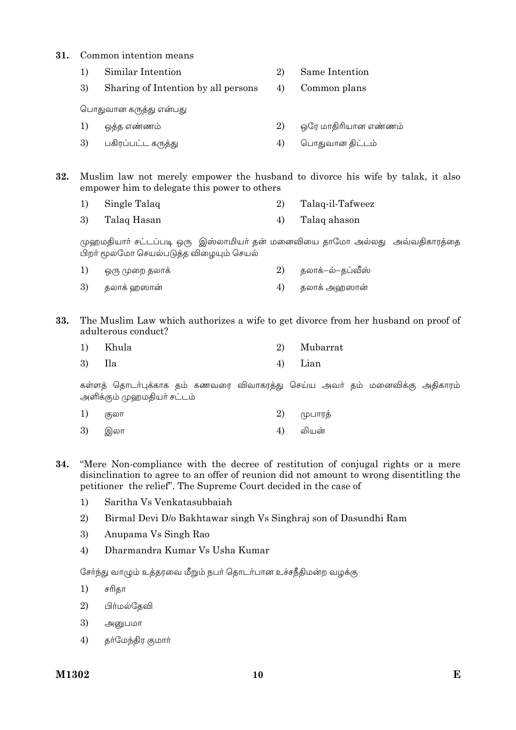**31.** Common intention means

1) Similar Intention
2) Same Intention
3) Sharing of Intention by all persons
4) Common plans

பொதுவான கருத்து என்பது

1) ஒத்த எண்ணம்
2) ஒரே மாதிரியான எண்ணம்
3) பகிரப்பட்ட கருத்து
4) பொதுவான திட்டம்

**32.** Muslim law not merely empower the husband to divorce his wife by talak, it also empower him to delegate this power to others

1) Single Talaq
2) Talaq-il-Tafweez
3) Talaq Hasan
4) Talaq ahason

முஹமதியார் சட்டப்படி ஒரு இஸ்லாமியர் தன் மனைவியை தாமோ அல்லது அவ்வதிகாரத்தை பிறர் மூலமோ செயல்படுத்த விழையும் செயல்

1) ஒரு முறை தலாக்
2) தலாக்–ல்–தப்வீஸ்
3) தலாக் ஹஸான்
4) தலாக் அஹஸான்

**33.** The Muslim Law which authorizes a wife to get divorce from her husband on proof of adulterous conduct?

1) Khula
2) Mubarrat
3) Ila
4) Lian

கள்ளத் தொடர்புக்காக தம் கணவரை விவாகரத்து செய்ய அவர் தம் மனைவிக்கு அதிகாரம் அளிக்கும் முஹமதியர் சட்டம்

1) குலா
2) முபாரத்
3) இலா
4) லியன்

**34.** "Mere Non-compliance with the decree of restitution of conjugal rights or a mere disinclination to agree to an offer of reunion did not amount to wrong disentitling the petitioner the relief". The Supreme Court decided in the case of

1) Saritha Vs Venkatasubbaiah
2) Birmal Devi D/o Bakhtawar singh Vs Singhraj son of Dasundhi Ram
3) Anupama Vs Singh Rao
4) Dharmandra Kumar Vs Usha Kumar

சேர்ந்து வாழும் உத்தரவை மீறும் நபர் தொடர்பான உச்சநீதிமன்ற வழக்கு

1) சரிதா
2) பிர்மல்தேவி
3) அனுபமா
4) தர்மேந்திர குமார்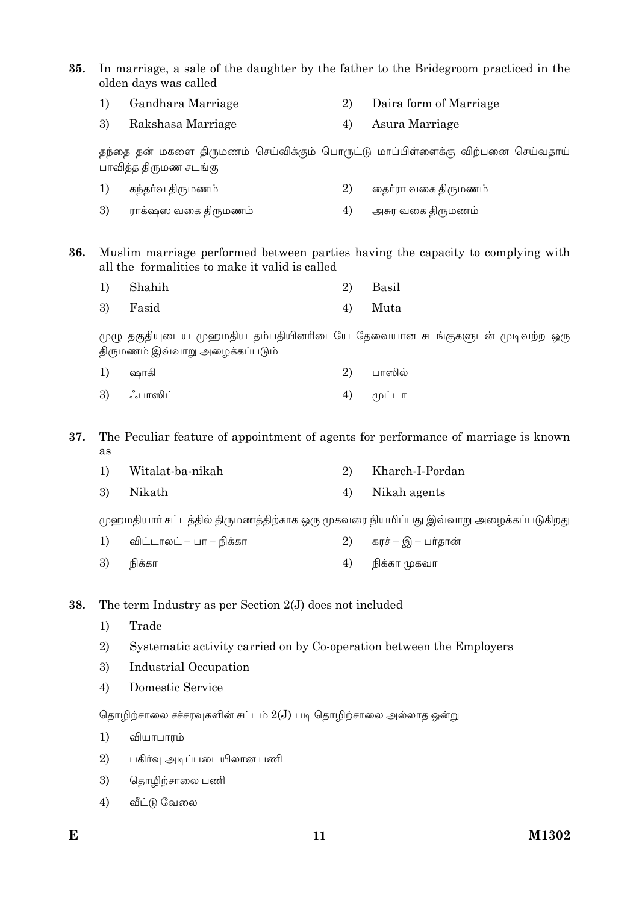**35.** In marriage, a sale of the daughter by the father to the Bridegroom practiced in the olden days was called

1) Gandhara Marriage
2) Daira form of Marriage
3) Rakshasa Marriage
4) Asura Marriage

தந்தை தன் மகளை திருமணம் செய்விக்கும் பொருட்டு மாப்பிள்ளைக்கு விற்பனை செய்வதாய் பாவித்த திருமண சடங்கு

1) கந்தர்வ திருமணம்
2) தைர்ரா வகை திருமணம்
3) ராக்ஷஸ வகை திருமணம்
4) அசுர வகை திருமணம்

**36.** Muslim marriage performed between parties having the capacity to complying with all the formalities to make it valid is called

1) Shahih
2) Basil
3) Fasid
4) Muta

முழு தகுதியுடைய முஹமதிய தம்பதியினரிடையே தேவையான சடங்குகளுடன் முடிவுற்ற ஒரு திருமணம் இவ்வாறு அழைக்கப்படும்

1) ஷாகி
2) பாஸில்
3) ஃபாஸிட்
4) முட்டா

**37.** The Peculiar feature of appointment of agents for performance of marriage is known as

1) Witalat-ba-nikah
2) Kharch-I-Pordan
3) Nikath
4) Nikah agents

முஹமதியார் சட்டத்தில் திருமணத்திற்காக ஒரு முகவரை நியமிப்பது இவ்வாறு அழைக்கப்படுகிறது

1) விட்டாலட் – பா – நிக்கா
2) கரச் – இ – பர்தான்
3) நிக்கா
4) நிக்கா முகவா

**38.** The term Industry as per Section 2(J) does not included

1) Trade
2) Systematic activity carried on by Co-operation between the Employers
3) Industrial Occupation
4) Domestic Service

தொழிற்சாலை சச்சரவுகளின் சட்டம் 2(J) படி தொழிற்சாலை அல்லாத ஒன்று

1) வியாபாரம்
2) பகிர்வு அடிப்படையிலான பணி
3) தொழிற்சாலை பணி
4) வீட்டு வேலை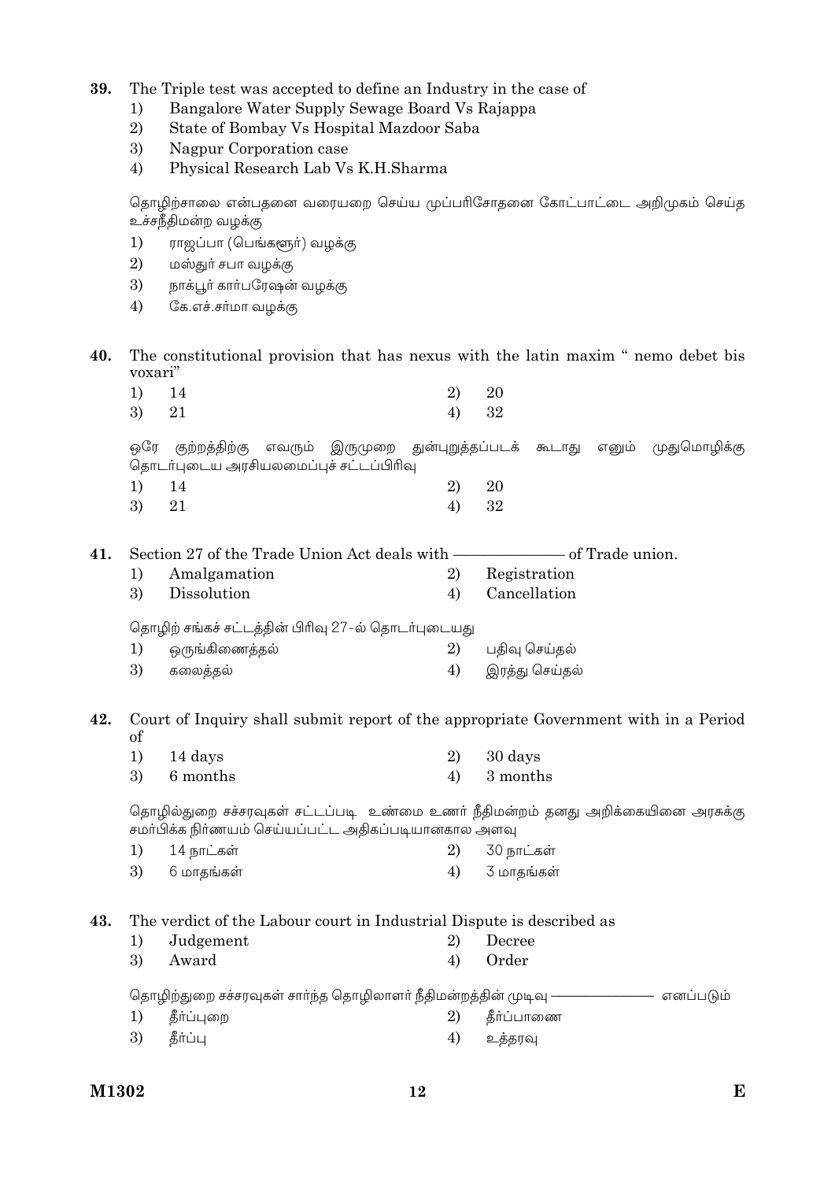39. The Triple test was accepted to define an Industry in the case of
    1) Bangalore Water Supply Sewage Board Vs Rajappa
    2) State of Bombay Vs Hospital Mazdoor Saba
    3) Nagpur Corporation case
    4) Physical Research Lab Vs K.H.Sharma

    தொழிற்சாலை என்பதனை வரையறை செய்ய முப்பரிசோதனை கோட்பாட்டை அறிமுகம் செய்த உச்சநீதிமன்ற வழக்கு
    1) ராஜப்பா (பெங்களூர்) வழக்கு
    2) மஸ்தூர் சபா வழக்கு
    3) நாக்பூர் கார்பரேஷன் வழக்கு
    4) கே.எச்.சர்மா வழக்கு

40. The constitutional provision that has nexus with the latin maxim " nemo debet bis voxari"
    1) 14    2) 20
    3) 21    4) 32

    ஒரே குற்றத்திற்கு எவரும் இருமுறை துன்புறுத்தப்படக் கூடாது எனும் முதுமொழிக்கு தொடர்புடைய அரசியலமைப்புச் சட்டப்பிரிவு
    1) 14    2) 20
    3) 21    4) 32

41. Section 27 of the Trade Union Act deals with —————— of Trade union.
    1) Amalgamation    2) Registration
    3) Dissolution    4) Cancellation

    தொழிற் சங்கச் சட்டத்தின் பிரிவு 27-ல் தொடர்புடையது
    1) ஒருங்கிணைத்தல்    2) பதிவு செய்தல்
    3) கலைத்தல்    4) இரத்து செய்தல்

42. Court of Inquiry shall submit report of the appropriate Government with in a Period of
    1) 14 days    2) 30 days
    3) 6 months    4) 3 months

    தொழில்துறை சச்சரவுகள் சட்டப்படி உண்மை உணர் நீதிமன்றம் தனது அறிக்கையினை அரசுக்கு சமர்பிக்க நிர்ணயம் செய்யப்பட்ட அதிகப்படியானகால அளவு
    1) 14 நாட்கள்    2) 30 நாட்கள்
    3) 6 மாதங்கள்    4) 3 மாதங்கள்

43. The verdict of the Labour court in Industrial Dispute is described as
    1) Judgement    2) Decree
    3) Award    4) Order

    தொழிற்துறை சச்சரவுகள் சார்ந்த தொழிலாளர் நீதிமன்றத்தின் முடிவு —————— எனப்படும்
    1) தீர்ப்புறை    2) தீர்ப்பாணை
    3) தீர்ப்பு    4) உத்தரவு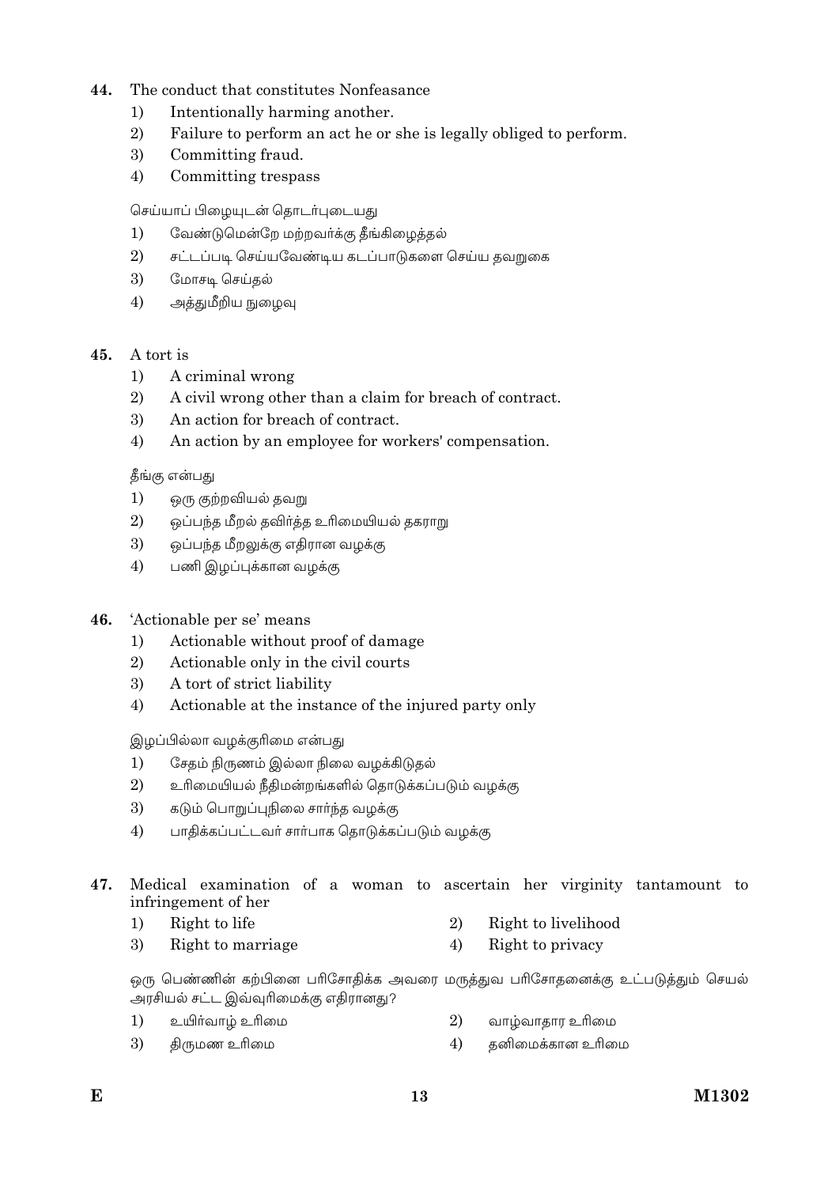44. The conduct that constitutes Nonfeasance
   1) Intentionally harming another.
   2) Failure to perform an act he or she is legally obliged to perform.
   3) Committing fraud.
   4) Committing trespass

   செய்யாப் பிழையுடன் தொடர்புடையது
   1) வேண்டுமென்றே மற்றவர்க்கு தீங்கிழைத்தல்
   2) சட்டப்படி செய்யவேண்டிய கடப்பாடுகளை செய்ய தவறுகை
   3) மோசடி செய்தல்
   4) அத்துமீறிய நுழைவு

45. A tort is
   1) A criminal wrong
   2) A civil wrong other than a claim for breach of contract.
   3) An action for breach of contract.
   4) An action by an employee for workers' compensation.

   தீங்கு என்பது
   1) ஒரு குற்றவியல் தவறு
   2) ஒப்பந்த மீறல் தவிர்த்த உரிமையியல் தகராறு
   3) ஒப்பந்த மீறலுக்கு எதிரான வழக்கு
   4) பணி இழப்புக்கான வழக்கு

46. 'Actionable per se' means
   1) Actionable without proof of damage
   2) Actionable only in the civil courts
   3) A tort of strict liability
   4) Actionable at the instance of the injured party only

   இழப்பில்லா வழக்குரிமை என்பது
   1) சேதம் நிருணம் இல்லா நிலை வழக்கிடுதல்
   2) உரிமையியல் நீதிமன்றங்களில் தொடுக்கப்படும் வழக்கு
   3) கடும் பொறுப்புநிலை சார்ந்த வழக்கு
   4) பாதிக்கப்பட்டவர் சார்பாக தொடுக்கப்படும் வழக்கு

47. Medical examination of a woman to ascertain her virginity tantamount to infringement of her
   1) Right to life
   2) Right to livelihood
   3) Right to marriage
   4) Right to privacy

   ஒரு பெண்ணின் கற்பினை பரிசோதிக்க அவரை மருத்துவ பரிசோதனைக்கு உட்படுத்தும் செயல் அரசியல் சட்ட இவ்வுரிமைக்கு எதிரானது?
   1) உயிர்வாழ் உரிமை
   2) வாழ்வாதார உரிமை
   3) திருமண உரிமை
   4) தனிமைக்கான உரிமை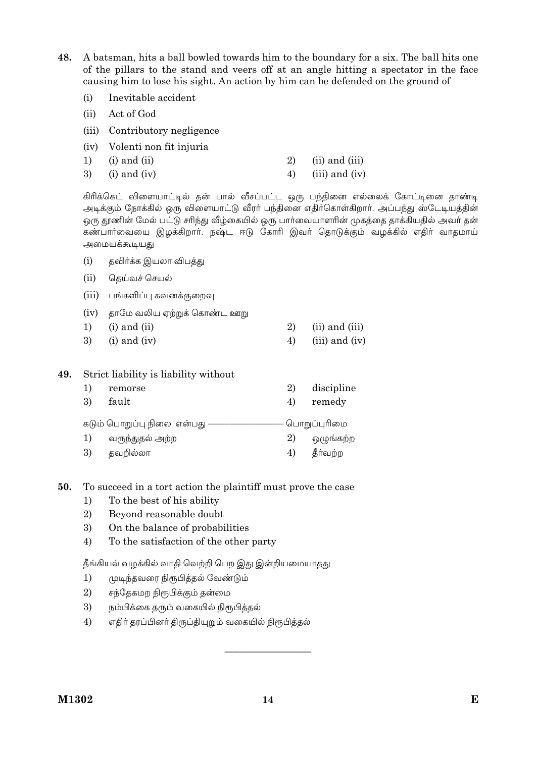48. A batsman, hits a ball bowled towards him to the boundary for a six. The ball hits one of the pillars to the stand and veers off at an angle hitting a spectator in the face causing him to lose his sight. An action by him can be defended on the ground of

(i) Inevitable accident

(ii) Act of God

(iii) Contributory negligence

(iv) Volenti non fit injuria

1) (i) and (ii)
2) (ii) and (iii)
3) (i) and (iv)
4) (iii) and (iv)

கிரிக்கெட் விளையாட்டில் தன் பால் வீசப்பட்ட ஒரு பந்தினை எல்லைக் கோட்டினை தாண்டி அடிக்கும் நோக்கில் ஒரு விளையாட்டு வீரர் பந்தினை எதிர்கொள்கிறார். அப்பந்து ஸ்டேடியத்தின் ஒரு தூணின் மேல் பட்டு சரிந்து வீழ்கையில் ஒரு பார்வையாளரின் முகத்தை தாக்கியதில் அவர் தன் கண்பார்வையை இழக்கிறார். நஷ்ட ஈடு கோரி இவர் தொடுக்கும் வழக்கில் எதிர் வாதமாய் அமையக்கூடியது

(i) தவிர்க்க இயலா விபத்து

(ii) தெய்வச் செயல்

(iii) பங்களிப்பு கவனக்குறைவு

(iv) தாமே வலிய ஏற்றுக் கொண்ட ஊறு

1) (i) and (ii)
2) (ii) and (iii)
3) (i) and (iv)
4) (iii) and (iv)

49. Strict liability is liability without

1) remorse
2) discipline
3) fault
4) remedy

கடும் பொறுப்பு நிலை என்பது —————— பொறுப்புரிமை

1) வருந்துதல் அற்ற
2) ஒழுங்கற்ற
3) தவறில்லா
4) தீர்வற்ற

50. To succeed in a tort action the plaintiff must prove the case

1) To the best of his ability
2) Beyond reasonable doubt
3) On the balance of probabilities
4) To the satisfaction of the other party

தீங்கியல் வழக்கில் வாதி வெற்றி பெற இது இன்றியமையாதது

1) முடிந்தவரை நிரூபித்தல் வேண்டும்
2) சந்தேகமற நிரூபிக்கும் தன்மை
3) நம்பிக்கை தரும் வகையில் நிரூபித்தல்
4) எதிர் தரப்பினர் திருப்தியுறும் வகையில் நிரூபித்தல்

———————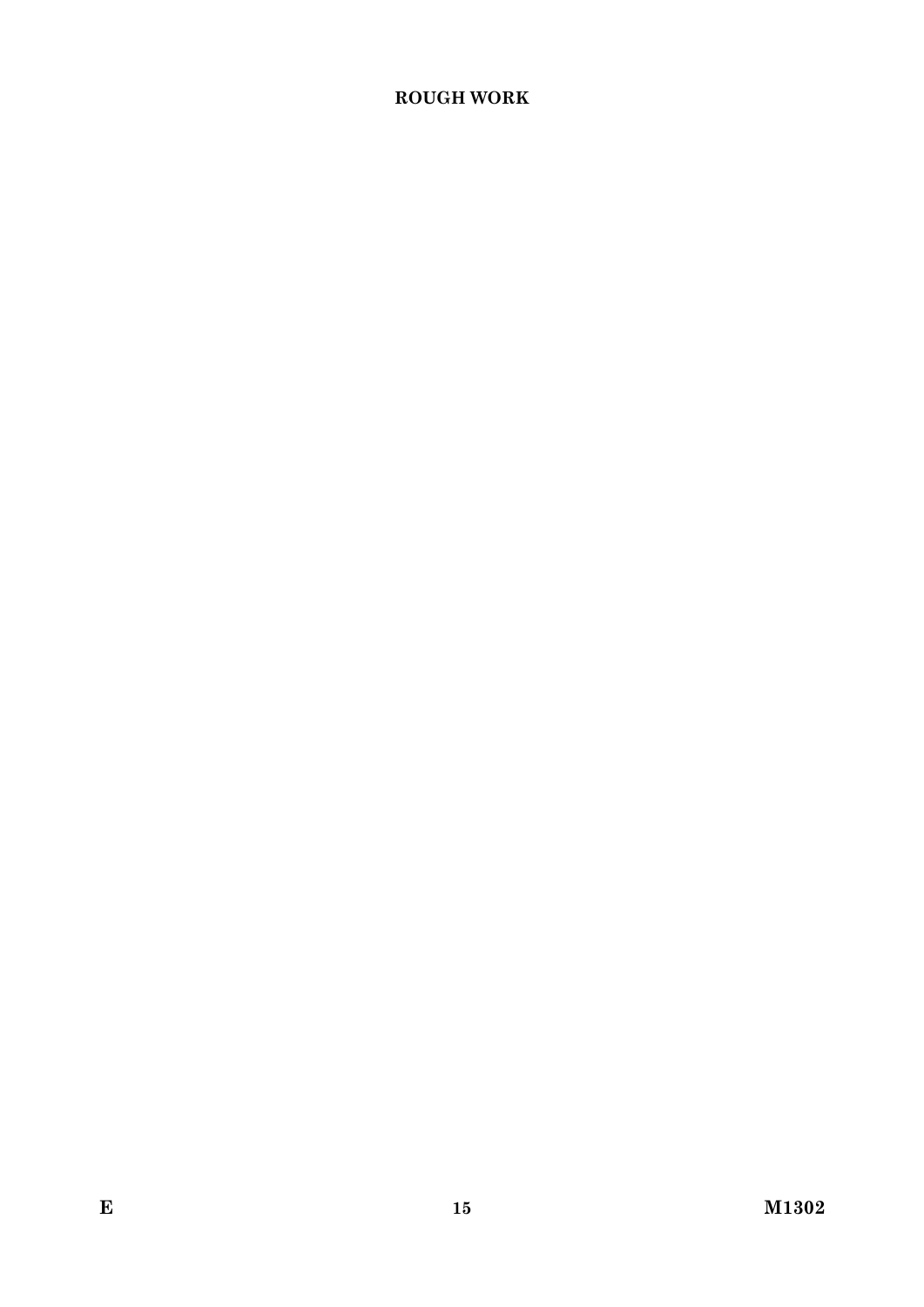## ROUGH WORK